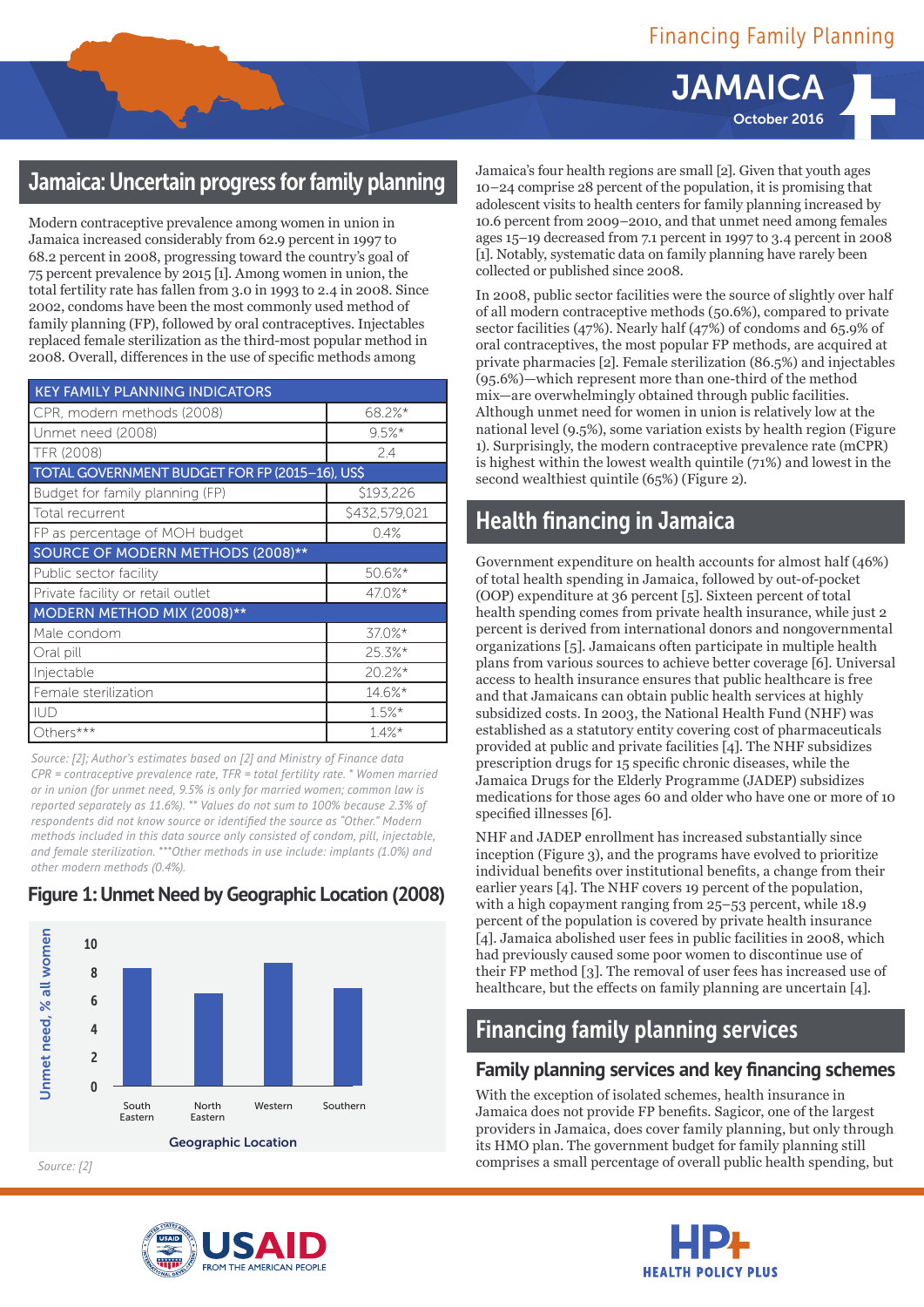Financing Family Planning

# JAMAICA

October 2016

## Jamaica: Uncertain progress for family planning

Modern contraceptive prevalence among women in union in Jamaica increased considerably from 62.9 percent in 1997 to 68.2 percent in 2008, progressing toward the country's goal of 75 percent prevalence by 2015 [1]. Among women in union, the total fertility rate has fallen from 3.0 in 1993 to 2.4 in 2008. Since 2002, condoms have been the most commonly used method of family planning (FP), followed by oral contraceptives. Injectables replaced female sterilization as the third-most popular method in 2008. Overall, differences in the use of specific methods among Jamaica's four health regions are small [2]. Given that youth ages 10–24 comprise 28 percent of the population, it is promising that adolescent visits to health centers for family planning increased by 10.6 percent from 2009–2010, and that unmet need among females ages 15–19 decreased from 7.1 percent in 1997 to 3.4 percent in 2008 [1]. Notably, systematic data on family planning have rarely been collected or published since 2008.

| KEY FAMILY PLANNING INDICATORS | |
|---|---|
| CPR, modern methods (2008) | 68.2%* |
| Unmet need (2008) | 9.5%* |
| TFR (2008) | 2.4 |
| **TOTAL GOVERNMENT BUDGET FOR FP (2015–16), US$** | |
| Budget for family planning (FP) | $193,226 |
| Total recurrent | $432,579,021 |
| FP as percentage of MOH budget | 0.4% |
| **SOURCE OF MODERN METHODS (2008)**** | |
| Public sector facility | 50.6%* |
| Private facility or retail outlet | 47.0%* |
| **MODERN METHOD MIX (2008)**** | |
| Male condom | 37.0%* |
| Oral pill | 25.3%* |
| Injectable | 20.2%* |
| Female sterilization | 14.6%* |
| IUD | 1.5%* |
| Others*** | 1.4%* |

*Source: [2]; Author's estimates based on [2] and Ministry of Finance data*
*CPR = contraceptive prevalence rate, TFR = total fertility rate. * Women married or in union (for unmet need, 9.5% is only for married women; common law is reported separately as 11.6%). ** Values do not sum to 100% because 2.3% of respondents did not know source or identified the source as "Other." Modern methods included in this data source only consisted of condom, pill, injectable, and female sterilization. ***Other methods in use include: implants (1.0%) and other modern methods (0.4%).*

In 2008, public sector facilities were the source of slightly over half of all modern contraceptive methods (50.6%), compared to private sector facilities (47%). Nearly half (47%) of condoms and 65.9% of oral contraceptives, the most popular FP methods, are acquired at private pharmacies [2]. Female sterilization (86.5%) and injectables (95.6%)—which represent more than one-third of the method mix—are overwhelmingly obtained through public facilities. Although unmet need for women in union is relatively low at the national level (9.5%), some variation exists by health region (Figure 1). Surprisingly, the modern contraceptive prevalence rate (mCPR) is highest within the lowest wealth quintile (71%) and lowest in the second wealthiest quintile (65%) (Figure 2).

### Figure 1: Unmet Need by Geographic Location (2008)

| Geographic Location | Unmet need, % all women |
|---|---|
| South Eastern | ~8 |
| North Eastern | ~6.5 |
| Western | ~8.5 |
| Southern | ~6.8 |

*Source: [2]*

## Health financing in Jamaica

Government expenditure on health accounts for almost half (46%) of total health spending in Jamaica, followed by out-of-pocket (OOP) expenditure at 36 percent [5]. Sixteen percent of total health spending comes from private health insurance, while just 2 percent is derived from international donors and nongovernmental organizations [5]. Jamaicans often participate in multiple health plans from various sources to achieve better coverage [6]. Universal access to health insurance ensures that public healthcare is free and that Jamaicans can obtain public health services at highly subsidized costs. In 2003, the National Health Fund (NHF) was established as a statutory entity covering cost of pharmaceuticals provided at public and private facilities [4]. The NHF subsidizes prescription drugs for 15 specific chronic diseases, while the Jamaica Drugs for the Elderly Programme (JADEP) subsidizes medications for those ages 60 and older who have one or more of 10 specified illnesses [6].

NHF and JADEP enrollment has increased substantially since inception (Figure 3), and the programs have evolved to prioritize individual benefits over institutional benefits, a change from their earlier years [4]. The NHF covers 19 percent of the population, with a high copayment ranging from 25–53 percent, while 18.9 percent of the population is covered by private health insurance [4]. Jamaica abolished user fees in public facilities in 2008, which had previously caused some poor women to discontinue use of their FP method [3]. The removal of user fees has increased use of healthcare, but the effects on family planning are uncertain [4].

## Financing family planning services

### Family planning services and key financing schemes

With the exception of isolated schemes, health insurance in Jamaica does not provide FP benefits. Sagicor, one of the largest providers in Jamaica, does cover family planning, but only through its HMO plan. The government budget for family planning still comprises a small percentage of overall public health spending, but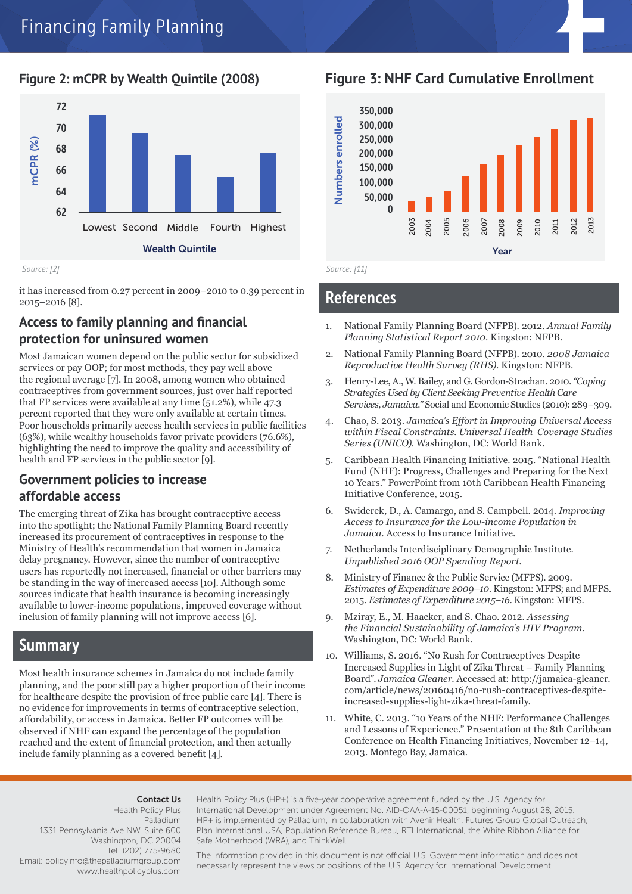## Figure 2: mCPR by Wealth Quintile (2008)

mCPR (%)

72
70
68
66
64
62

Lowest Second Middle Fourth Highest

Wealth Quintile

Source: [2]

it has increased from 0.27 percent in 2009–2010 to 0.39 percent in 2015–2016 [8].

### Access to family planning and financial protection for uninsured women

Most Jamaican women depend on the public sector for subsidized services or pay OOP; for most methods, they pay well above the regional average [7]. In 2008, among women who obtained contraceptives from government sources, just over half reported that FP services were available at any time (51.2%), while 47.3 percent reported that they were only available at certain times. Poor households primarily access health services in public facilities (63%), while wealthy households favor private providers (76.6%), highlighting the need to improve the quality and accessibility of health and FP services in the public sector [9].

### Government policies to increase affordable access

The emerging threat of Zika has brought contraceptive access into the spotlight; the National Family Planning Board recently increased its procurement of contraceptives in response to the Ministry of Health's recommendation that women in Jamaica delay pregnancy. However, since the number of contraceptive users has reportedly not increased, financial or other barriers may be standing in the way of increased access [10]. Although some sources indicate that health insurance is becoming increasingly available to lower-income populations, improved coverage without inclusion of family planning will not improve access [6].

## Summary

Most health insurance schemes in Jamaica do not include family planning, and the poor still pay a higher proportion of their income for healthcare despite the provision of free public care [4]. There is no evidence for improvements in terms of contraceptive selection, affordability, or access in Jamaica. Better FP outcomes will be observed if NHF can expand the percentage of the population reached and the extent of financial protection, and then actually include family planning as a covered benefit [4].

## Figure 3: NHF Card Cumulative Enrollment

Numbers enrolled

350,000
300,000
250,000
200,000
150,000
100,000
50,000
0

2003 2004 2005 2006 2007 2008 2009 2010 2011 2012 2013

Year

Source: [11]

## References

1. National Family Planning Board (NFPB). 2012. *Annual Family Planning Statistical Report 2010*. Kingston: NFPB.
2. National Family Planning Board (NFPB). 2010. *2008 Jamaica Reproductive Health Survey (RHS)*. Kingston: NFPB.
3. Henry-Lee, A., W. Bailey, and G. Gordon-Strachan. 2010. *"Coping Strategies Used by Client Seeking Preventive Health Care Services, Jamaica."* Social and Economic Studies (2010): 289–309.
4. Chao, S. 2013. *Jamaica's Effort in Improving Universal Access within Fiscal Constraints. Universal Health Coverage Studies Series (UNICO)*. Washington, DC: World Bank.
5. Caribbean Health Financing Initiative. 2015. "National Health Fund (NHF): Progress, Challenges and Preparing for the Next 10 Years." PowerPoint from 10th Caribbean Health Financing Initiative Conference, 2015.
6. Swiderek, D., A. Camargo, and S. Campbell. 2014. *Improving Access to Insurance for the Low-income Population in Jamaica*. Access to Insurance Initiative.
7. Netherlands Interdisciplinary Demographic Institute. *Unpublished 2016 OOP Spending Report*.
8. Ministry of Finance & the Public Service (MFPS). 2009. *Estimates of Expenditure 2009–10*. Kingston: MFPS; and MFPS. 2015. *Estimates of Expenditure 2015–16*. Kingston: MFPS.
9. Mziray, E., M. Haacker, and S. Chao. 2012. *Assessing the Financial Sustainability of Jamaica's HIV Program*. Washington, DC: World Bank.
10. Williams, S. 2016. "No Rush for Contraceptives Despite Increased Supplies in Light of Zika Threat – Family Planning Board". *Jamaica Gleaner*. Accessed at: http://jamaica-gleaner.com/article/news/20160416/no-rush-contraceptives-despite-increased-supplies-light-zika-threat-family.
11. White, C. 2013. "10 Years of the NHF: Performance Challenges and Lessons of Experience." Presentation at the 8th Caribbean Conference on Health Financing Initiatives, November 12–14, 2013. Montego Bay, Jamaica.

**Contact Us**
Health Policy Plus
Palladium
1331 Pennsylvania Ave NW, Suite 600
Washington, DC 20004
Tel: (202) 775-9680
Email: policyinfo@thepalladiumgroup.com
www.healthpolicyplus.com

Health Policy Plus (HP+) is a five-year cooperative agreement funded by the U.S. Agency for International Development under Agreement No. AID-OAA-A-15-00051, beginning August 28, 2015. HP+ is implemented by Palladium, in collaboration with Avenir Health, Futures Group Global Outreach, Plan International USA, Population Reference Bureau, RTI International, the White Ribbon Alliance for Safe Motherhood (WRA), and ThinkWell.

The information provided in this document is not official U.S. Government information and does not necessarily represent the views or positions of the U.S. Agency for International Development.